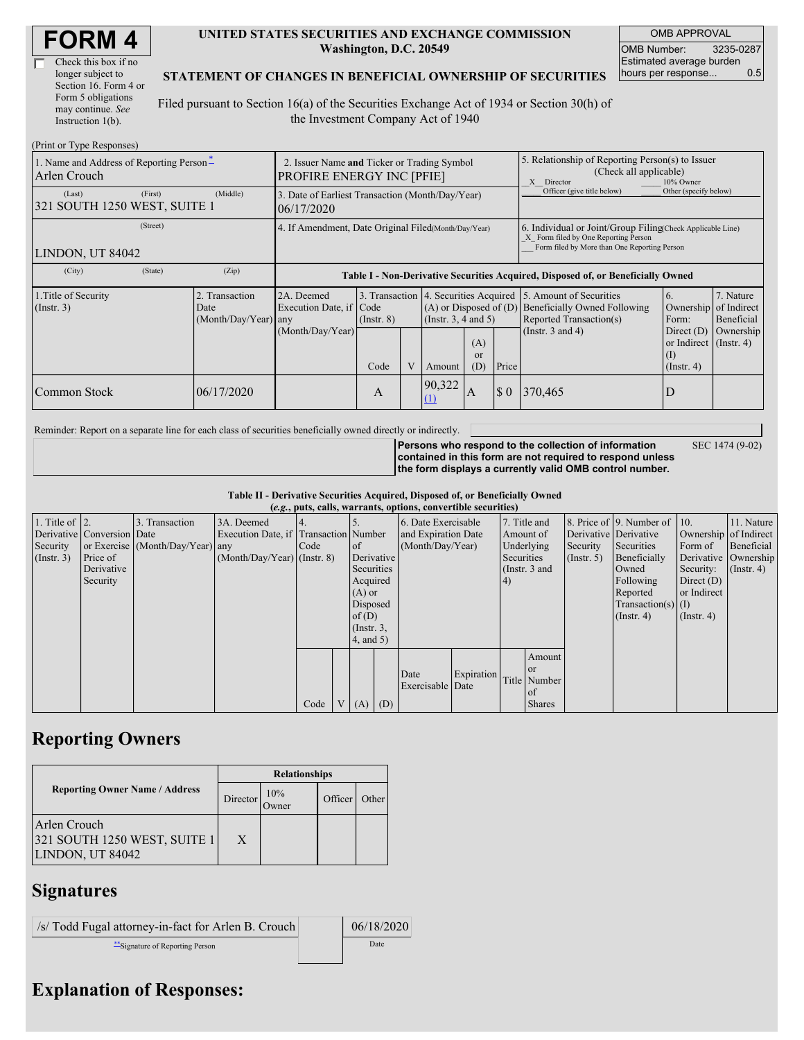# FORM 4

☐ Check this box if no longer subject to Section 16. Form 4 or Form 5 obligations may continue. *See* Instruction 1(b).

**UNITED STATES SECURITIES AND EXCHANGE COMMISSION**
**Washington, D.C. 20549**

**STATEMENT OF CHANGES IN BENEFICIAL OWNERSHIP OF SECURITIES**

Filed pursuant to Section 16(a) of the Securities Exchange Act of 1934 or Section 30(h) of the Investment Company Act of 1940

| OMB APPROVAL | |
|---|---|
| OMB Number: | 3235-0287 |
| Estimated average burden hours per response... | 0.5 |

(Print or Type Responses)

| 1. Name and Address of Reporting Person * | 2. Issuer Name and Ticker or Trading Symbol | 5. Relationship of Reporting Person(s) to Issuer (Check all applicable) |
|---|---|---|
| Arlen Crouch | PROFIRE ENERGY INC [PFIE] | _X_ Director ___ 10% Owner ___ Officer (give title below) ___ Other (specify below) |
| (Last) (First) (Middle) 321 SOUTH 1250 WEST, SUITE 1 | 3. Date of Earliest Transaction (Month/Day/Year) 06/17/2020 | |
| (Street) LINDON, UT 84042 | 4. If Amendment, Date Original Filed (Month/Day/Year) | 6. Individual or Joint/Group Filing (Check Applicable Line) _X_ Form filed by One Reporting Person ___ Form filed by More than One Reporting Person |
| (City) (State) (Zip) | | |

**Table I - Non-Derivative Securities Acquired, Disposed of, or Beneficially Owned**

| 1.Title of Security (Instr. 3) | 2. Transaction Date (Month/Day/Year) | 2A. Deemed Execution Date, if any (Month/Day/Year) | 3. Transaction Code (Instr. 8) | | 4. Securities Acquired (A) or Disposed of (D) (Instr. 3, 4 and 5) | | | 5. Amount of Securities Beneficially Owned Following Reported Transaction(s) (Instr. 3 and 4) | 6. Ownership Form: Direct (D) or Indirect (I) (Instr. 4) | 7. Nature of Indirect Beneficial Ownership (Instr. 4) |
|---|---|---|---|---|---|---|---|---|---|---|
| | | | Code | V | Amount | (A) or (D) | Price | | | |
| Common Stock | 06/17/2020 | | A | | 90,322 (1) | A | $ 0 | 370,465 | D | |

Reminder: Report on a separate line for each class of securities beneficially owned directly or indirectly.

**Persons who respond to the collection of information contained in this form are not required to respond unless the form displays a currently valid OMB control number.** SEC 1474 (9-02)

**Table II - Derivative Securities Acquired, Disposed of, or Beneficially Owned**
***(e.g.*, puts, calls, warrants, options, convertible securities)**

| 1. Title of Derivative Security (Instr. 3) | 2. Conversion or Exercise Price of Derivative Security | 3. Transaction Date (Month/Day/Year) | 3A. Deemed Execution Date, if any (Month/Day/Year) | 4. Transaction Code (Instr. 8) | | 5. Number of Derivative Securities Acquired (A) or Disposed of (D) (Instr. 3, 4, and 5) | | 6. Date Exercisable and Expiration Date (Month/Day/Year) | | 7. Title and Amount of Underlying Securities (Instr. 3 and 4) | | 8. Price of Derivative Security (Instr. 5) | 9. Number of Derivative Securities Beneficially Owned Following Reported Transaction(s) (Instr. 4) | 10. Ownership Form of Derivative Security: Direct (D) or Indirect (I) (Instr. 4) | 11. Nature of Indirect Beneficial Ownership (Instr. 4) |
|---|---|---|---|---|---|---|---|---|---|---|---|---|---|---|---|
| | | | | Code | V | (A) | (D) | Date Exercisable | Expiration Date | Title | Amount or Number of Shares | | | | |

## Reporting Owners

| Reporting Owner Name / Address | Relationships | | | |
|---|---|---|---|---|
| | Director | 10% Owner | Officer | Other |
| Arlen Crouch 321 SOUTH 1250 WEST, SUITE 1 LINDON, UT 84042 | X | | | |

## Signatures

| /s/ Todd Fugal attorney-in-fact for Arlen B. Crouch | | 06/18/2020 |
|---|---|---|
| **Signature of Reporting Person | | Date |

## Explanation of Responses: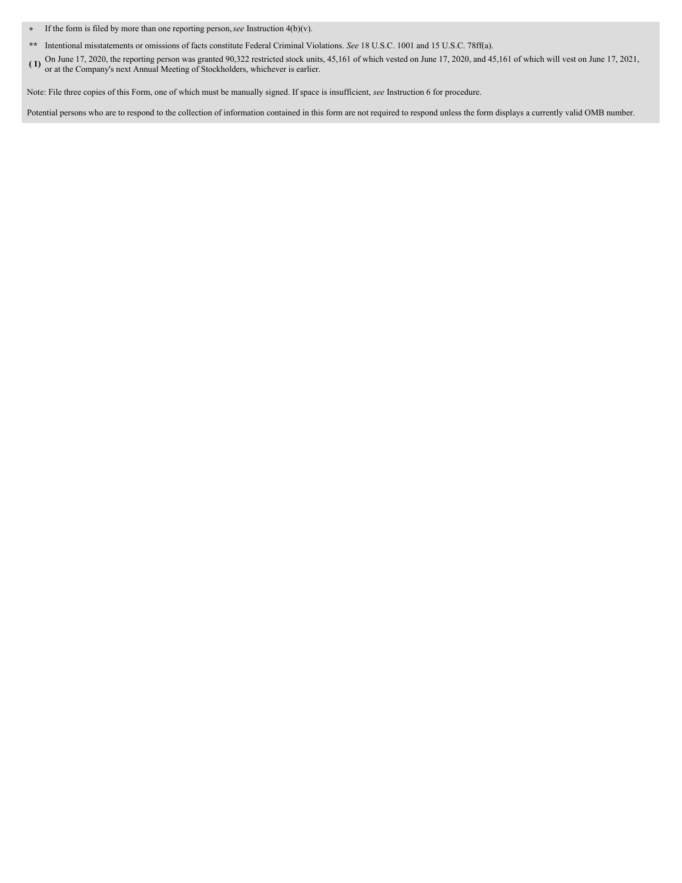* If the form is filed by more than one reporting person, *see* Instruction 4(b)(v).

** Intentional misstatements or omissions of facts constitute Federal Criminal Violations. *See* 18 U.S.C. 1001 and 15 U.S.C. 78ff(a).

( 1) On June 17, 2020, the reporting person was granted 90,322 restricted stock units, 45,161 of which vested on June 17, 2020, and 45,161 of which will vest on June 17, 2021, or at the Company's next Annual Meeting of Stockholders, whichever is earlier.

Note: File three copies of this Form, one of which must be manually signed. If space is insufficient, *see* Instruction 6 for procedure.

Potential persons who are to respond to the collection of information contained in this form are not required to respond unless the form displays a currently valid OMB number.